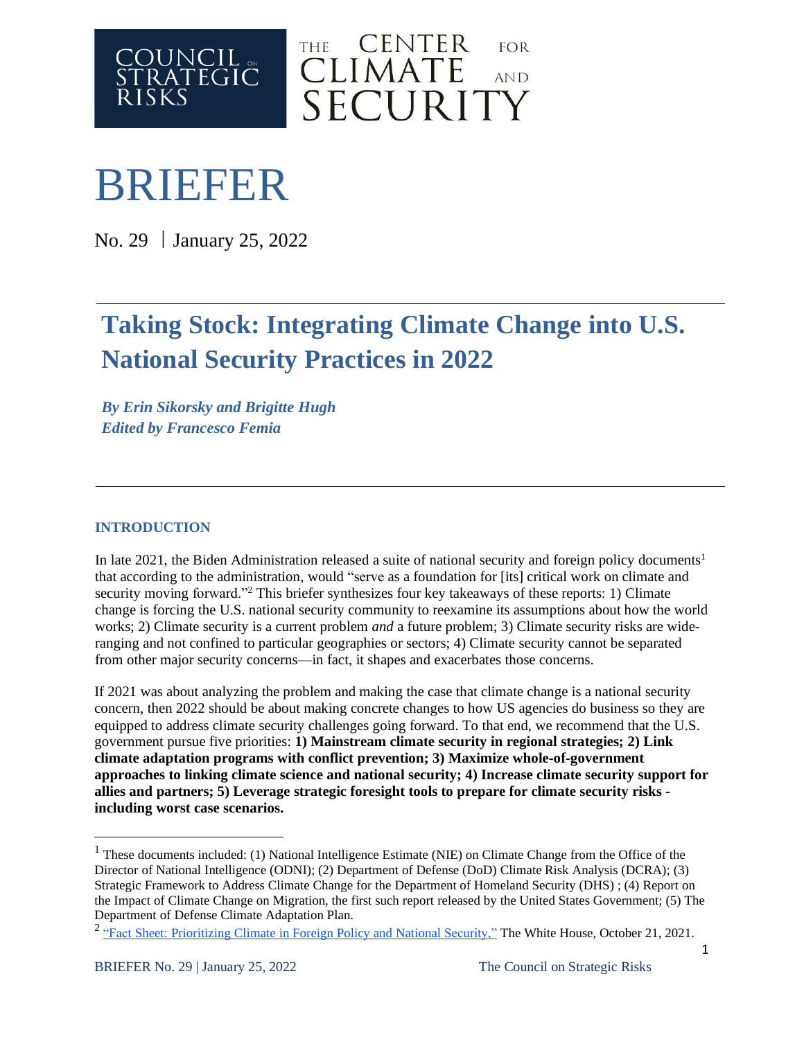COUNCIL ON STRATEGIC RISKS

THE CENTER FOR CLIMATE AND SECURITY

# BRIEFER

No. 29 | January 25, 2022

## Taking Stock: Integrating Climate Change into U.S. National Security Practices in 2022

***By Erin Sikorsky and Brigitte Hugh***
***Edited by Francesco Femia***

### INTRODUCTION

In late 2021, the Biden Administration released a suite of national security and foreign policy documents[1] that according to the administration, would "serve as a foundation for [its] critical work on climate and security moving forward."[2] This briefer synthesizes four key takeaways of these reports: 1) Climate change is forcing the U.S. national security community to reexamine its assumptions about how the world works; 2) Climate security is a current problem *and* a future problem; 3) Climate security risks are wide-ranging and not confined to particular geographies or sectors; 4) Climate security cannot be separated from other major security concerns—in fact, it shapes and exacerbates those concerns.

If 2021 was about analyzing the problem and making the case that climate change is a national security concern, then 2022 should be about making concrete changes to how US agencies do business so they are equipped to address climate security challenges going forward. To that end, we recommend that the U.S. government pursue five priorities: **1) Mainstream climate security in regional strategies; 2) Link climate adaptation programs with conflict prevention; 3) Maximize whole-of-government approaches to linking climate science and national security; 4) Increase climate security support for allies and partners; 5) Leverage strategic foresight tools to prepare for climate security risks - including worst case scenarios.**

---

[1] These documents included: (1) National Intelligence Estimate (NIE) on Climate Change from the Office of the Director of National Intelligence (ODNI); (2) Department of Defense (DoD) Climate Risk Analysis (DCRA); (3) Strategic Framework to Address Climate Change for the Department of Homeland Security (DHS) ; (4) Report on the Impact of Climate Change on Migration, the first such report released by the United States Government; (5) The Department of Defense Climate Adaptation Plan.

[2] "Fact Sheet: Prioritizing Climate in Foreign Policy and National Security," The White House, October 21, 2021.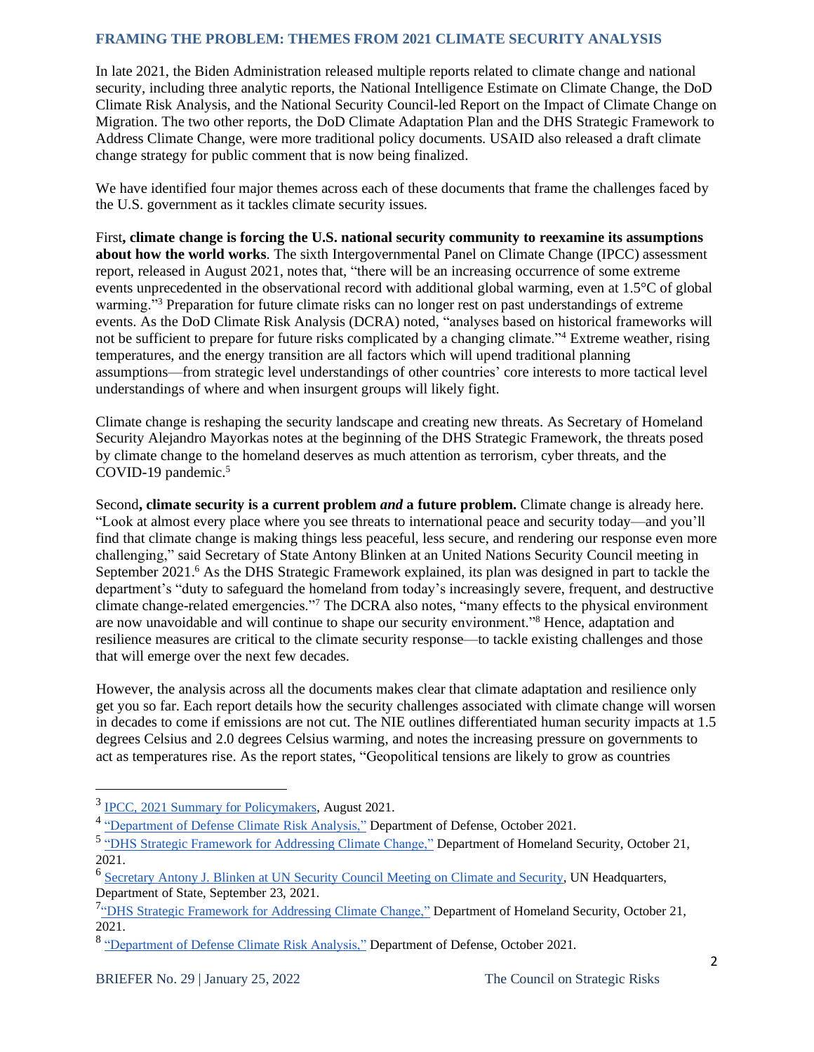## FRAMING THE PROBLEM: THEMES FROM 2021 CLIMATE SECURITY ANALYSIS

In late 2021, the Biden Administration released multiple reports related to climate change and national security, including three analytic reports, the National Intelligence Estimate on Climate Change, the DoD Climate Risk Analysis, and the National Security Council-led Report on the Impact of Climate Change on Migration. The two other reports, the DoD Climate Adaptation Plan and the DHS Strategic Framework to Address Climate Change, were more traditional policy documents. USAID also released a draft climate change strategy for public comment that is now being finalized.

We have identified four major themes across each of these documents that frame the challenges faced by the U.S. government as it tackles climate security issues.

First**, climate change is forcing the U.S. national security community to reexamine its assumptions about how the world works**. The sixth Intergovernmental Panel on Climate Change (IPCC) assessment report, released in August 2021, notes that, "there will be an increasing occurrence of some extreme events unprecedented in the observational record with additional global warming, even at 1.5°C of global warming."[3] Preparation for future climate risks can no longer rest on past understandings of extreme events. As the DoD Climate Risk Analysis (DCRA) noted, "analyses based on historical frameworks will not be sufficient to prepare for future risks complicated by a changing climate."[4] Extreme weather, rising temperatures, and the energy transition are all factors which will upend traditional planning assumptions—from strategic level understandings of other countries' core interests to more tactical level understandings of where and when insurgent groups will likely fight.

Climate change is reshaping the security landscape and creating new threats. As Secretary of Homeland Security Alejandro Mayorkas notes at the beginning of the DHS Strategic Framework, the threats posed by climate change to the homeland deserves as much attention as terrorism, cyber threats, and the COVID-19 pandemic.[5]

Second**, climate security is a current problem *and* a future problem.** Climate change is already here. "Look at almost every place where you see threats to international peace and security today—and you'll find that climate change is making things less peaceful, less secure, and rendering our response even more challenging," said Secretary of State Antony Blinken at an United Nations Security Council meeting in September 2021.[6] As the DHS Strategic Framework explained, its plan was designed in part to tackle the department's "duty to safeguard the homeland from today's increasingly severe, frequent, and destructive climate change-related emergencies."[7] The DCRA also notes, "many effects to the physical environment are now unavoidable and will continue to shape our security environment."[8] Hence, adaptation and resilience measures are critical to the climate security response—to tackle existing challenges and those that will emerge over the next few decades.

However, the analysis across all the documents makes clear that climate adaptation and resilience only get you so far. Each report details how the security challenges associated with climate change will worsen in decades to come if emissions are not cut. The NIE outlines differentiated human security impacts at 1.5 degrees Celsius and 2.0 degrees Celsius warming, and notes the increasing pressure on governments to act as temperatures rise. As the report states, "Geopolitical tensions are likely to grow as countries

---

[3] IPCC, 2021 Summary for Policymakers, August 2021.

[4] "Department of Defense Climate Risk Analysis," Department of Defense, October 2021.

[5] "DHS Strategic Framework for Addressing Climate Change," Department of Homeland Security, October 21, 2021.

[6] Secretary Antony J. Blinken at UN Security Council Meeting on Climate and Security, UN Headquarters, Department of State, September 23, 2021.

[7] "DHS Strategic Framework for Addressing Climate Change," Department of Homeland Security, October 21, 2021.

[8] "Department of Defense Climate Risk Analysis," Department of Defense, October 2021.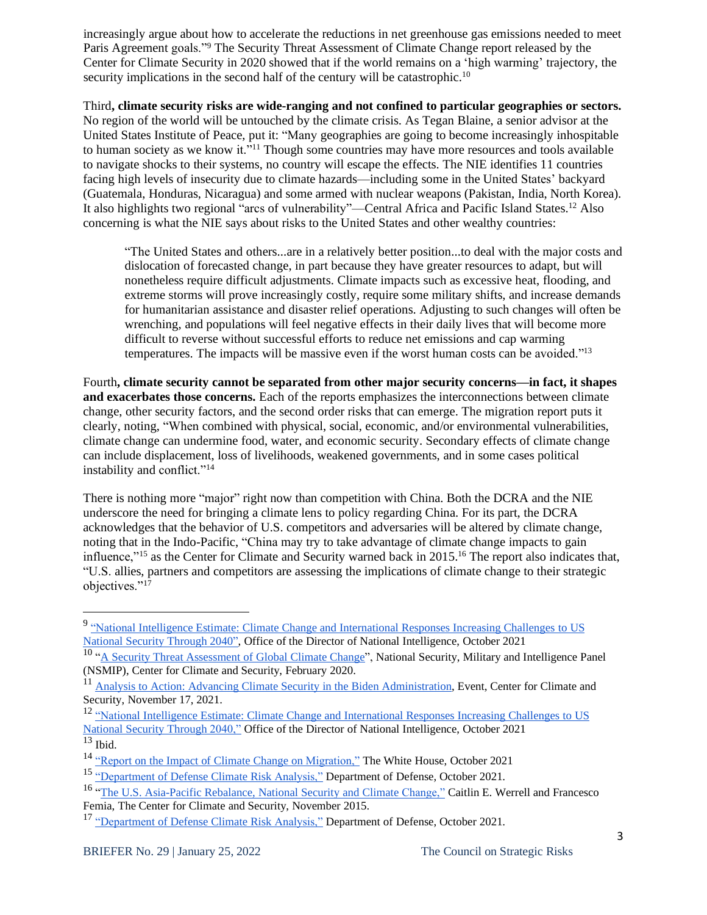increasingly argue about how to accelerate the reductions in net greenhouse gas emissions needed to meet Paris Agreement goals."[9] The Security Threat Assessment of Climate Change report released by the Center for Climate Security in 2020 showed that if the world remains on a 'high warming' trajectory, the security implications in the second half of the century will be catastrophic.[10]

Third**, climate security risks are wide-ranging and not confined to particular geographies or sectors.** No region of the world will be untouched by the climate crisis. As Tegan Blaine, a senior advisor at the United States Institute of Peace, put it: "Many geographies are going to become increasingly inhospitable to human society as we know it."[11] Though some countries may have more resources and tools available to navigate shocks to their systems, no country will escape the effects. The NIE identifies 11 countries facing high levels of insecurity due to climate hazards—including some in the United States' backyard (Guatemala, Honduras, Nicaragua) and some armed with nuclear weapons (Pakistan, India, North Korea). It also highlights two regional "arcs of vulnerability"—Central Africa and Pacific Island States.[12] Also concerning is what the NIE says about risks to the United States and other wealthy countries:

> "The United States and others...are in a relatively better position...to deal with the major costs and dislocation of forecasted change, in part because they have greater resources to adapt, but will nonetheless require difficult adjustments. Climate impacts such as excessive heat, flooding, and extreme storms will prove increasingly costly, require some military shifts, and increase demands for humanitarian assistance and disaster relief operations. Adjusting to such changes will often be wrenching, and populations will feel negative effects in their daily lives that will become more difficult to reverse without successful efforts to reduce net emissions and cap warming temperatures. The impacts will be massive even if the worst human costs can be avoided."[13]

Fourth**, climate security cannot be separated from other major security concerns—in fact, it shapes and exacerbates those concerns.** Each of the reports emphasizes the interconnections between climate change, other security factors, and the second order risks that can emerge. The migration report puts it clearly, noting, "When combined with physical, social, economic, and/or environmental vulnerabilities, climate change can undermine food, water, and economic security. Secondary effects of climate change can include displacement, loss of livelihoods, weakened governments, and in some cases political instability and conflict."[14]

There is nothing more "major" right now than competition with China. Both the DCRA and the NIE underscore the need for bringing a climate lens to policy regarding China. For its part, the DCRA acknowledges that the behavior of U.S. competitors and adversaries will be altered by climate change, noting that in the Indo-Pacific, "China may try to take advantage of climate change impacts to gain influence,"[15] as the Center for Climate and Security warned back in 2015.[16] The report also indicates that, "U.S. allies, partners and competitors are assessing the implications of climate change to their strategic objectives."[17]

---

[9] "National Intelligence Estimate: Climate Change and International Responses Increasing Challenges to US National Security Through 2040", Office of the Director of National Intelligence, October 2021

[10] "A Security Threat Assessment of Global Climate Change", National Security, Military and Intelligence Panel (NSMIP), Center for Climate and Security, February 2020.

[11] Analysis to Action: Advancing Climate Security in the Biden Administration, Event, Center for Climate and Security, November 17, 2021.

[12] "National Intelligence Estimate: Climate Change and International Responses Increasing Challenges to US National Security Through 2040," Office of the Director of National Intelligence, October 2021

[13] Ibid.

[14] "Report on the Impact of Climate Change on Migration," The White House, October 2021

[15] "Department of Defense Climate Risk Analysis," Department of Defense, October 2021.

[16] "The U.S. Asia-Pacific Rebalance, National Security and Climate Change," Caitlin E. Werrell and Francesco Femia, The Center for Climate and Security, November 2015.

[17] "Department of Defense Climate Risk Analysis," Department of Defense, October 2021.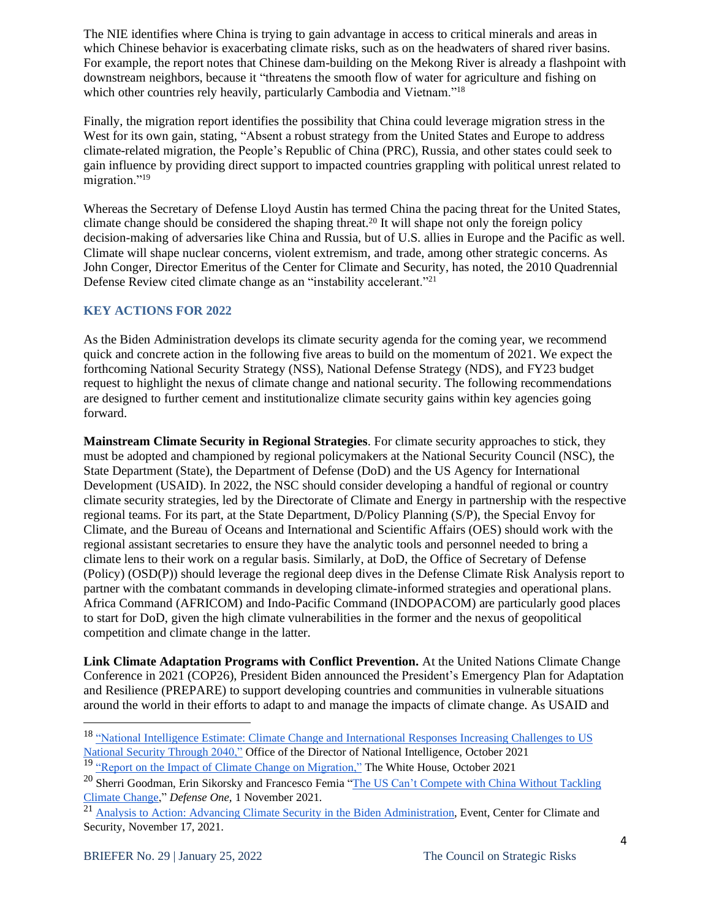The NIE identifies where China is trying to gain advantage in access to critical minerals and areas in which Chinese behavior is exacerbating climate risks, such as on the headwaters of shared river basins. For example, the report notes that Chinese dam-building on the Mekong River is already a flashpoint with downstream neighbors, because it "threatens the smooth flow of water for agriculture and fishing on which other countries rely heavily, particularly Cambodia and Vietnam."[18]

Finally, the migration report identifies the possibility that China could leverage migration stress in the West for its own gain, stating, "Absent a robust strategy from the United States and Europe to address climate-related migration, the People's Republic of China (PRC), Russia, and other states could seek to gain influence by providing direct support to impacted countries grappling with political unrest related to migration."[19]

Whereas the Secretary of Defense Lloyd Austin has termed China the pacing threat for the United States, climate change should be considered the shaping threat.[20] It will shape not only the foreign policy decision-making of adversaries like China and Russia, but of U.S. allies in Europe and the Pacific as well. Climate will shape nuclear concerns, violent extremism, and trade, among other strategic concerns. As John Conger, Director Emeritus of the Center for Climate and Security, has noted, the 2010 Quadrennial Defense Review cited climate change as an "instability accelerant."[21]

## KEY ACTIONS FOR 2022

As the Biden Administration develops its climate security agenda for the coming year, we recommend quick and concrete action in the following five areas to build on the momentum of 2021. We expect the forthcoming National Security Strategy (NSS), National Defense Strategy (NDS), and FY23 budget request to highlight the nexus of climate change and national security. The following recommendations are designed to further cement and institutionalize climate security gains within key agencies going forward.

**Mainstream Climate Security in Regional Strategies**. For climate security approaches to stick, they must be adopted and championed by regional policymakers at the National Security Council (NSC), the State Department (State), the Department of Defense (DoD) and the US Agency for International Development (USAID). In 2022, the NSC should consider developing a handful of regional or country climate security strategies, led by the Directorate of Climate and Energy in partnership with the respective regional teams. For its part, at the State Department, D/Policy Planning (S/P), the Special Envoy for Climate, and the Bureau of Oceans and International and Scientific Affairs (OES) should work with the regional assistant secretaries to ensure they have the analytic tools and personnel needed to bring a climate lens to their work on a regular basis. Similarly, at DoD, the Office of Secretary of Defense (Policy) (OSD(P)) should leverage the regional deep dives in the Defense Climate Risk Analysis report to partner with the combatant commands in developing climate-informed strategies and operational plans. Africa Command (AFRICOM) and Indo-Pacific Command (INDOPACOM) are particularly good places to start for DoD, given the high climate vulnerabilities in the former and the nexus of geopolitical competition and climate change in the latter.

**Link Climate Adaptation Programs with Conflict Prevention.** At the United Nations Climate Change Conference in 2021 (COP26), President Biden announced the President's Emergency Plan for Adaptation and Resilience (PREPARE) to support developing countries and communities in vulnerable situations around the world in their efforts to adapt to and manage the impacts of climate change. As USAID and

---

[18] "National Intelligence Estimate: Climate Change and International Responses Increasing Challenges to US National Security Through 2040," Office of the Director of National Intelligence, October 2021

[19] "Report on the Impact of Climate Change on Migration," The White House, October 2021

[20] Sherri Goodman, Erin Sikorsky and Francesco Femia "The US Can't Compete with China Without Tackling Climate Change," *Defense One*, 1 November 2021.

[21] Analysis to Action: Advancing Climate Security in the Biden Administration, Event, Center for Climate and Security, November 17, 2021.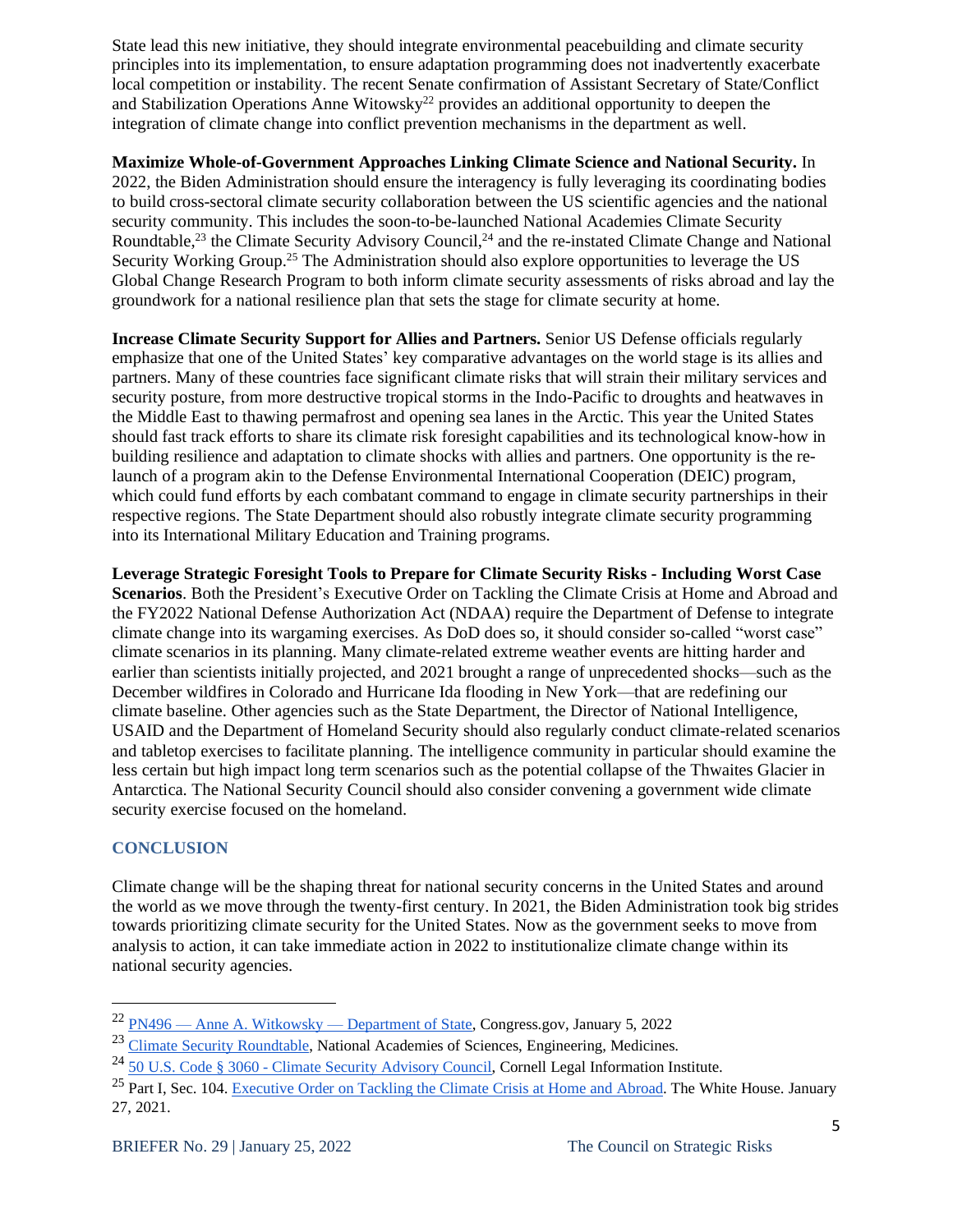State lead this new initiative, they should integrate environmental peacebuilding and climate security principles into its implementation, to ensure adaptation programming does not inadvertently exacerbate local competition or instability. The recent Senate confirmation of Assistant Secretary of State/Conflict and Stabilization Operations Anne Witowsky[22] provides an additional opportunity to deepen the integration of climate change into conflict prevention mechanisms in the department as well.

**Maximize Whole-of-Government Approaches Linking Climate Science and National Security.** In 2022, the Biden Administration should ensure the interagency is fully leveraging its coordinating bodies to build cross-sectoral climate security collaboration between the US scientific agencies and the national security community. This includes the soon-to-be-launched National Academies Climate Security Roundtable,[23] the Climate Security Advisory Council,[24] and the re-instated Climate Change and National Security Working Group.[25] The Administration should also explore opportunities to leverage the US Global Change Research Program to both inform climate security assessments of risks abroad and lay the groundwork for a national resilience plan that sets the stage for climate security at home.

**Increase Climate Security Support for Allies and Partners.** Senior US Defense officials regularly emphasize that one of the United States' key comparative advantages on the world stage is its allies and partners. Many of these countries face significant climate risks that will strain their military services and security posture, from more destructive tropical storms in the Indo-Pacific to droughts and heatwaves in the Middle East to thawing permafrost and opening sea lanes in the Arctic. This year the United States should fast track efforts to share its climate risk foresight capabilities and its technological know-how in building resilience and adaptation to climate shocks with allies and partners. One opportunity is the re-launch of a program akin to the Defense Environmental International Cooperation (DEIC) program, which could fund efforts by each combatant command to engage in climate security partnerships in their respective regions. The State Department should also robustly integrate climate security programming into its International Military Education and Training programs.

**Leverage Strategic Foresight Tools to Prepare for Climate Security Risks - Including Worst Case Scenarios**. Both the President's Executive Order on Tackling the Climate Crisis at Home and Abroad and the FY2022 National Defense Authorization Act (NDAA) require the Department of Defense to integrate climate change into its wargaming exercises. As DoD does so, it should consider so-called "worst case" climate scenarios in its planning. Many climate-related extreme weather events are hitting harder and earlier than scientists initially projected, and 2021 brought a range of unprecedented shocks—such as the December wildfires in Colorado and Hurricane Ida flooding in New York—that are redefining our climate baseline. Other agencies such as the State Department, the Director of National Intelligence, USAID and the Department of Homeland Security should also regularly conduct climate-related scenarios and tabletop exercises to facilitate planning. The intelligence community in particular should examine the less certain but high impact long term scenarios such as the potential collapse of the Thwaites Glacier in Antarctica. The National Security Council should also consider convening a government wide climate security exercise focused on the homeland.

## CONCLUSION

Climate change will be the shaping threat for national security concerns in the United States and around the world as we move through the twenty-first century. In 2021, the Biden Administration took big strides towards prioritizing climate security for the United States. Now as the government seeks to move from analysis to action, it can take immediate action in 2022 to institutionalize climate change within its national security agencies.

---

[22] PN496 — Anne A. Witkowsky — Department of State, Congress.gov, January 5, 2022

[23] Climate Security Roundtable, National Academies of Sciences, Engineering, Medicines.

[24] 50 U.S. Code § 3060 - Climate Security Advisory Council, Cornell Legal Information Institute.

[25] Part I, Sec. 104. Executive Order on Tackling the Climate Crisis at Home and Abroad. The White House. January 27, 2021.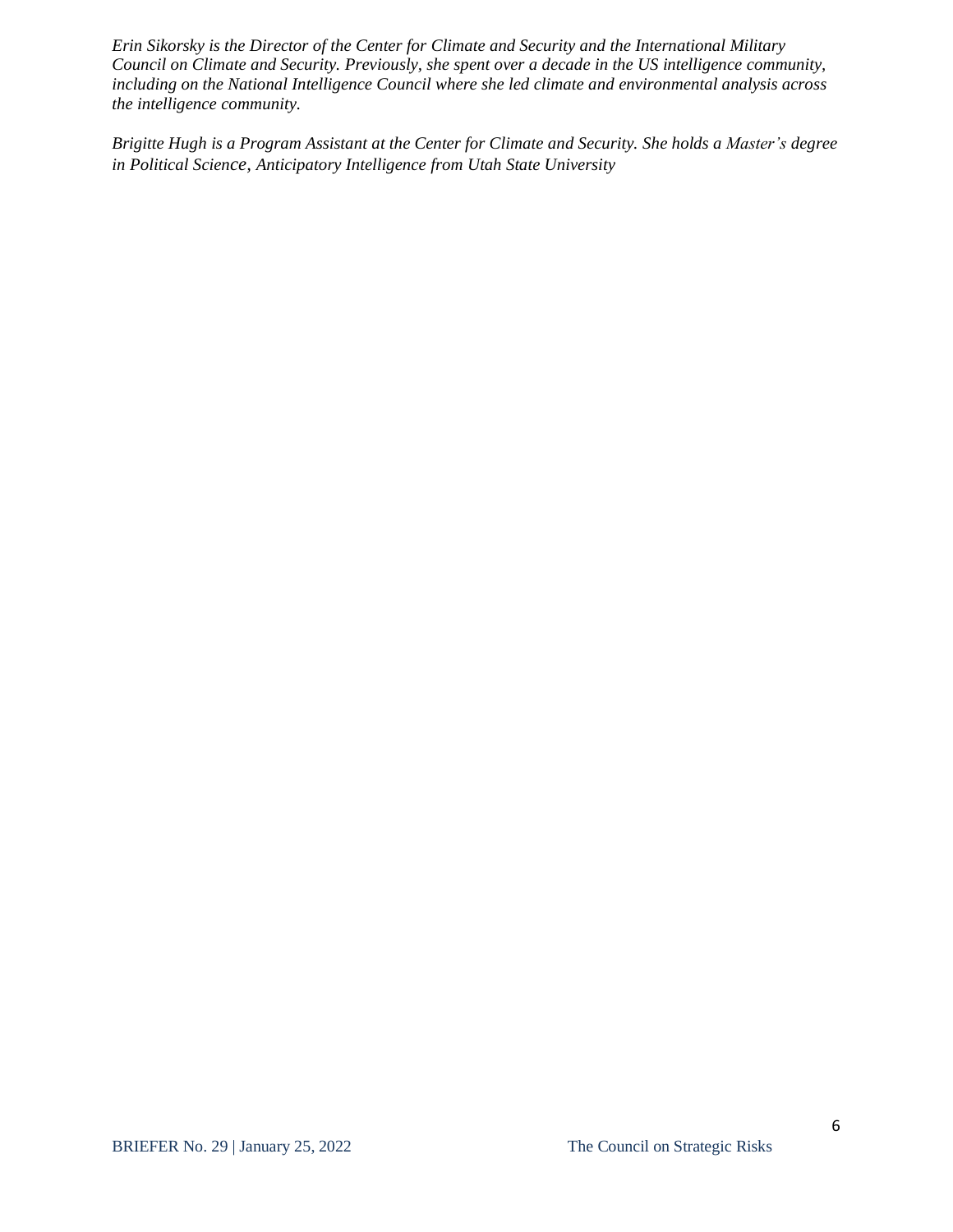*Erin Sikorsky is the Director of the Center for Climate and Security and the International Military Council on Climate and Security. Previously, she spent over a decade in the US intelligence community, including on the National Intelligence Council where she led climate and environmental analysis across the intelligence community.*

*Brigitte Hugh is a Program Assistant at the Center for Climate and Security. She holds a Master's degree in Political Science, Anticipatory Intelligence from Utah State University*